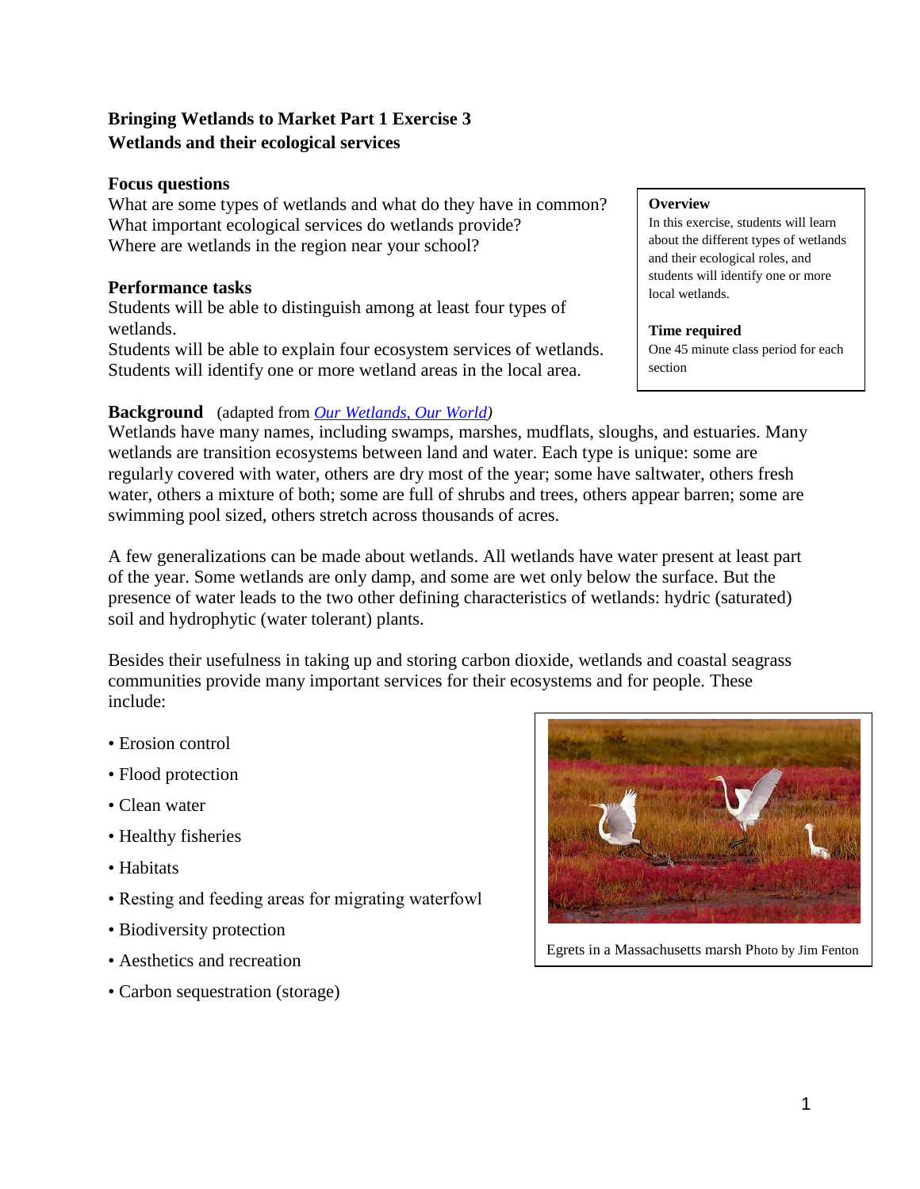# Bringing Wetlands to Market Part 1 Exercise 3
## Wetlands and their ecological services

### Focus questions

What are some types of wetlands and what do they have in common?
What important ecological services do wetlands provide?
Where are wetlands in the region near your school?

### Performance tasks

Students will be able to distinguish among at least four types of wetlands.
Students will be able to explain four ecosystem services of wetlands.
Students will identify one or more wetland areas in the local area.

**Overview**
In this exercise, students will learn about the different types of wetlands and their ecological roles, and students will identify one or more local wetlands.

**Time required**
One 45 minute class period for each section

### Background (adapted from *Our Wetlands, Our World*)

Wetlands have many names, including swamps, marshes, mudflats, sloughs, and estuaries. Many wetlands are transition ecosystems between land and water. Each type is unique: some are regularly covered with water, others are dry most of the year; some have saltwater, others fresh water, others a mixture of both; some are full of shrubs and trees, others appear barren; some are swimming pool sized, others stretch across thousands of acres.

A few generalizations can be made about wetlands. All wetlands have water present at least part of the year. Some wetlands are only damp, and some are wet only below the surface. But the presence of water leads to the two other defining characteristics of wetlands: hydric (saturated) soil and hydrophytic (water tolerant) plants.

Besides their usefulness in taking up and storing carbon dioxide, wetlands and coastal seagrass communities provide many important services for their ecosystems and for people. These include:

- Erosion control
- Flood protection
- Clean water
- Healthy fisheries
- Habitats
- Resting and feeding areas for migrating waterfowl
- Biodiversity protection
- Aesthetics and recreation
- Carbon sequestration (storage)

Egrets in a Massachusetts marsh Photo by Jim Fenton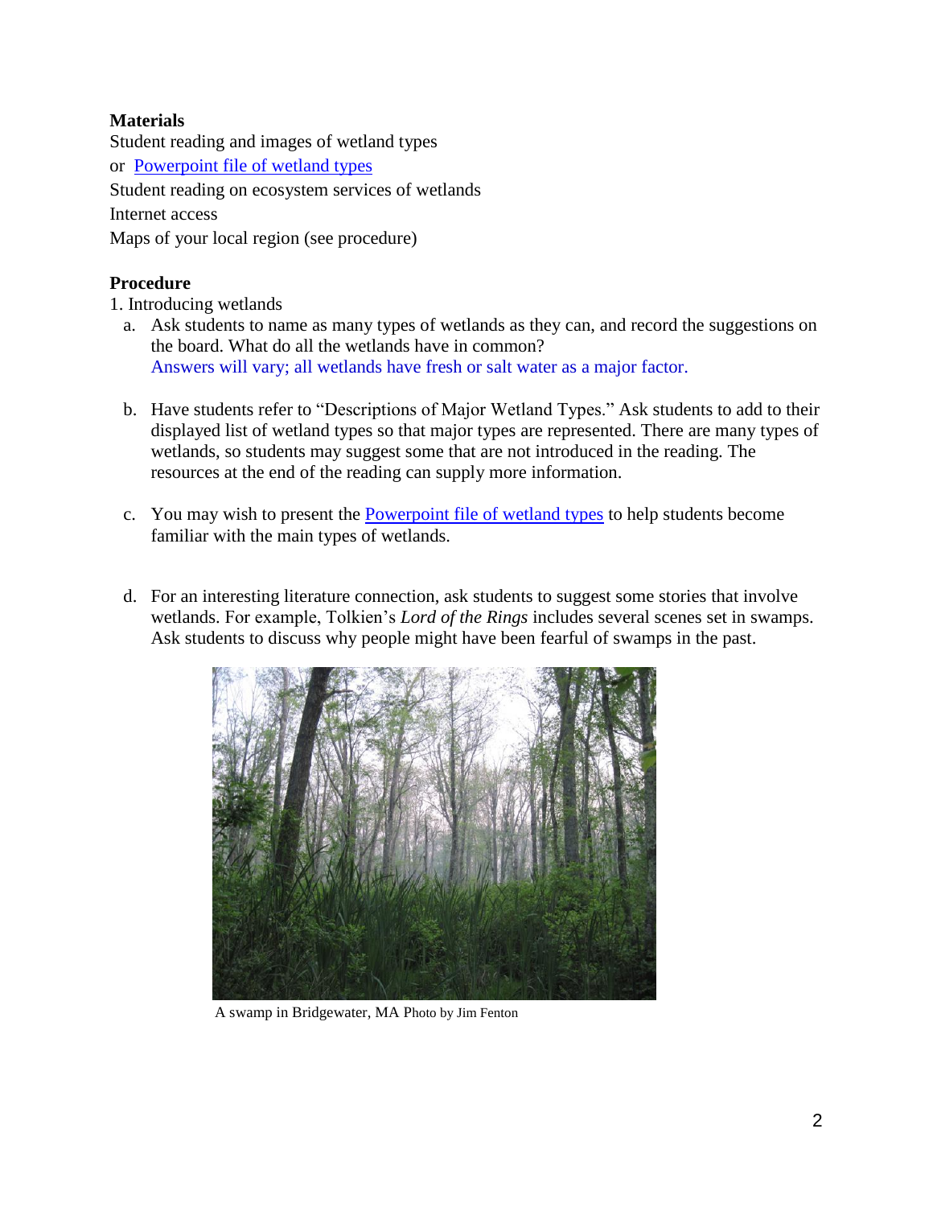**Materials**

Student reading and images of wetland types
or Powerpoint file of wetland types
Student reading on ecosystem services of wetlands
Internet access
Maps of your local region (see procedure)

**Procedure**

1. Introducing wetlands
   a. Ask students to name as many types of wetlands as they can, and record the suggestions on the board. What do all the wetlands have in common?
      Answers will vary; all wetlands have fresh or salt water as a major factor.

   b. Have students refer to "Descriptions of Major Wetland Types." Ask students to add to their displayed list of wetland types so that major types are represented. There are many types of wetlands, so students may suggest some that are not introduced in the reading. The resources at the end of the reading can supply more information.

   c. You may wish to present the Powerpoint file of wetland types to help students become familiar with the main types of wetlands.

   d. For an interesting literature connection, ask students to suggest some stories that involve wetlands. For example, Tolkien's *Lord of the Rings* includes several scenes set in swamps. Ask students to discuss why people might have been fearful of swamps in the past.

A swamp in Bridgewater, MA Photo by Jim Fenton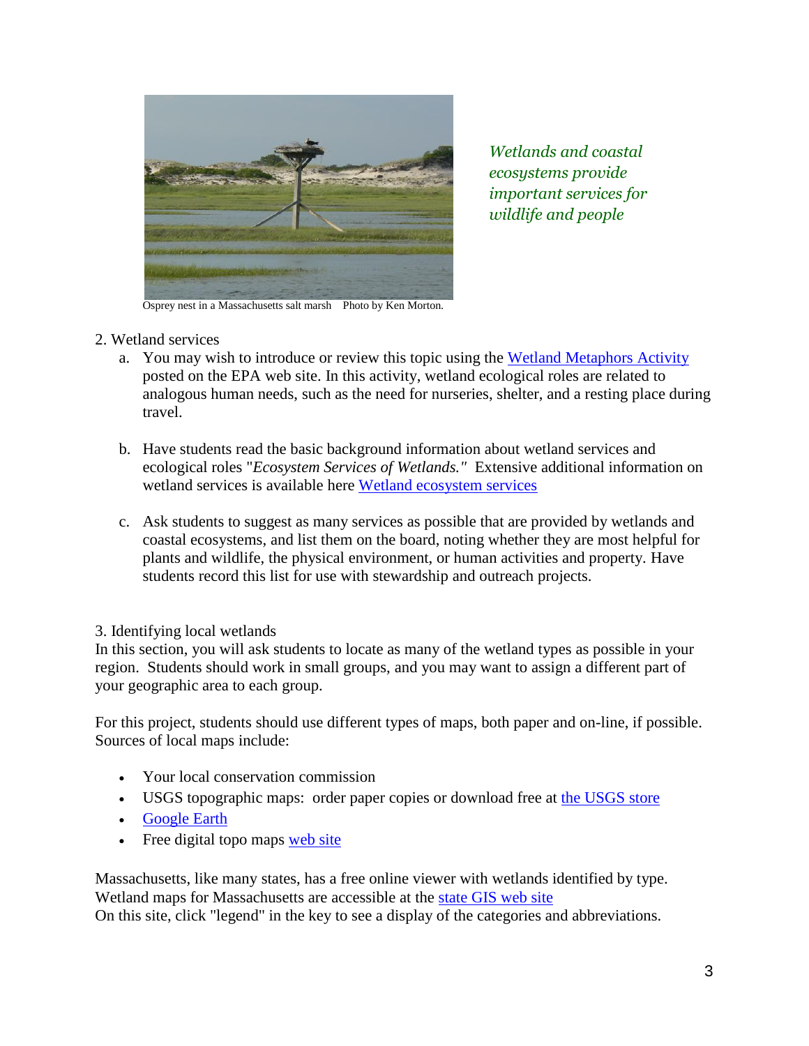*Wetlands and coastal ecosystems provide important services for wildlife and people*

Osprey nest in a Massachusetts salt marsh Photo by Ken Morton.

2. Wetland services

a. You may wish to introduce or review this topic using the Wetland Metaphors Activity posted on the EPA web site. In this activity, wetland ecological roles are related to analogous human needs, such as the need for nurseries, shelter, and a resting place during travel.

b. Have students read the basic background information about wetland services and ecological roles "*Ecosystem Services of Wetlands."* Extensive additional information on wetland services is available here Wetland ecosystem services

c. Ask students to suggest as many services as possible that are provided by wetlands and coastal ecosystems, and list them on the board, noting whether they are most helpful for plants and wildlife, the physical environment, or human activities and property. Have students record this list for use with stewardship and outreach projects.

3. Identifying local wetlands

In this section, you will ask students to locate as many of the wetland types as possible in your region. Students should work in small groups, and you may want to assign a different part of your geographic area to each group.

For this project, students should use different types of maps, both paper and on-line, if possible. Sources of local maps include:

- Your local conservation commission
- USGS topographic maps: order paper copies or download free at the USGS store
- Google Earth
- Free digital topo maps web site

Massachusetts, like many states, has a free online viewer with wetlands identified by type. Wetland maps for Massachusetts are accessible at the state GIS web site
On this site, click "legend" in the key to see a display of the categories and abbreviations.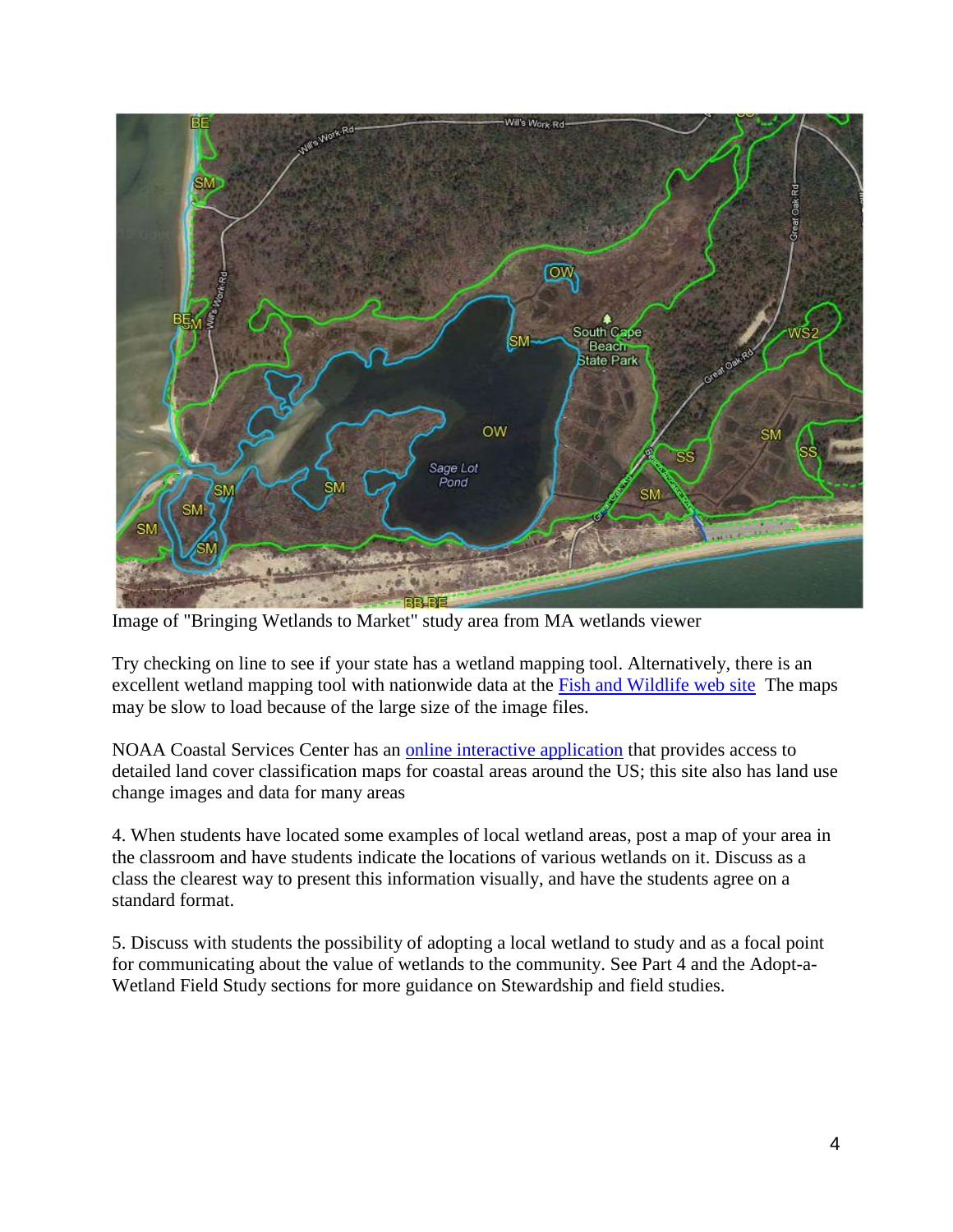Image of "Bringing Wetlands to Market" study area from MA wetlands viewer

Try checking on line to see if your state has a wetland mapping tool. Alternatively, there is an excellent wetland mapping tool with nationwide data at the Fish and Wildlife web site The maps may be slow to load because of the large size of the image files.

NOAA Coastal Services Center has an online interactive application that provides access to detailed land cover classification maps for coastal areas around the US; this site also has land use change images and data for many areas

4. When students have located some examples of local wetland areas, post a map of your area in the classroom and have students indicate the locations of various wetlands on it. Discuss as a class the clearest way to present this information visually, and have the students agree on a standard format.

5. Discuss with students the possibility of adopting a local wetland to study and as a focal point for communicating about the value of wetlands to the community. See Part 4 and the Adopt-a-Wetland Field Study sections for more guidance on Stewardship and field studies.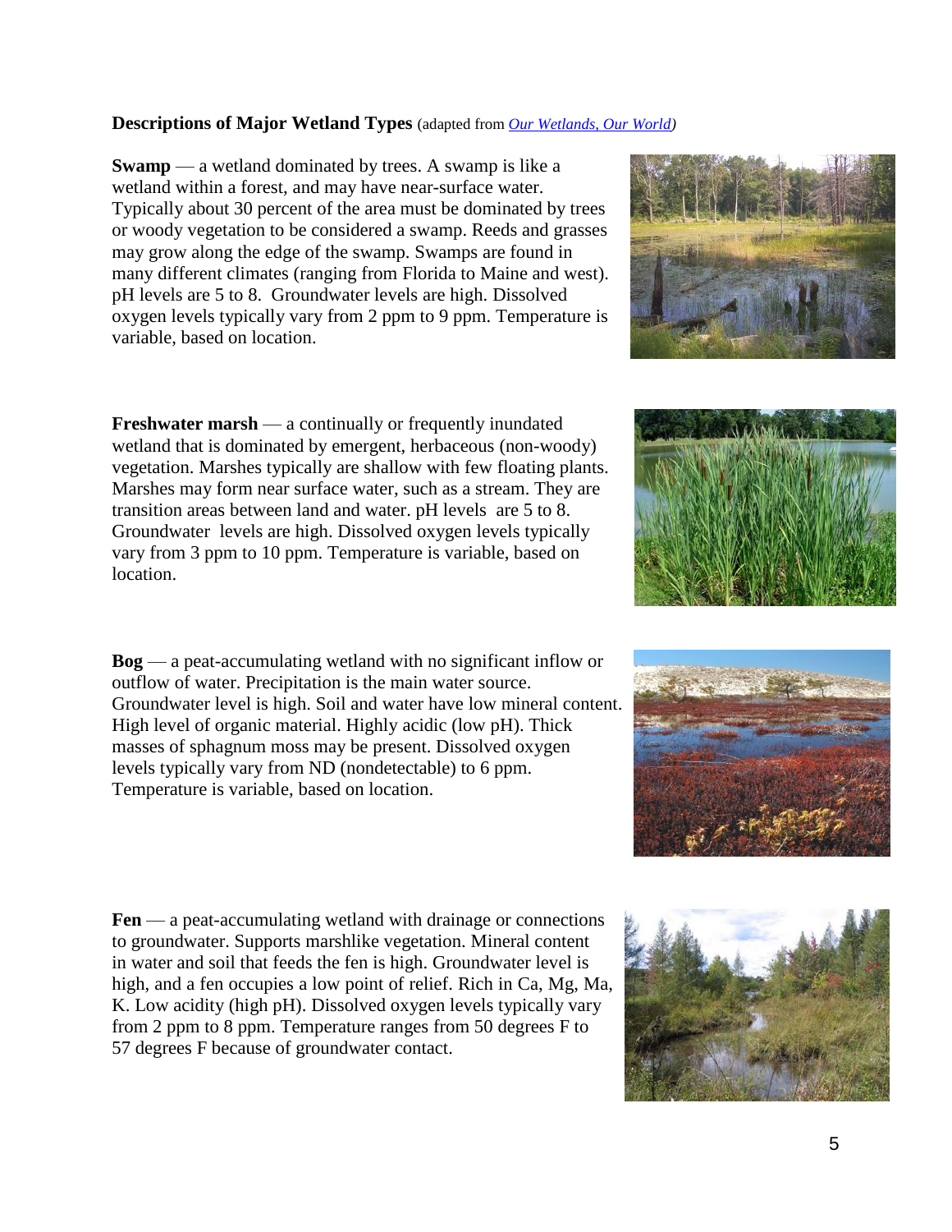**Descriptions of Major Wetland Types** (adapted from *Our Wetlands, Our World*)

**Swamp** — a wetland dominated by trees. A swamp is like a wetland within a forest, and may have near-surface water. Typically about 30 percent of the area must be dominated by trees or woody vegetation to be considered a swamp. Reeds and grasses may grow along the edge of the swamp. Swamps are found in many different climates (ranging from Florida to Maine and west). pH levels are 5 to 8. Groundwater levels are high. Dissolved oxygen levels typically vary from 2 ppm to 9 ppm. Temperature is variable, based on location.

**Freshwater marsh** — a continually or frequently inundated wetland that is dominated by emergent, herbaceous (non-woody) vegetation. Marshes typically are shallow with few floating plants. Marshes may form near surface water, such as a stream. They are transition areas between land and water. pH levels are 5 to 8. Groundwater levels are high. Dissolved oxygen levels typically vary from 3 ppm to 10 ppm. Temperature is variable, based on location.

**Bog** — a peat-accumulating wetland with no significant inflow or outflow of water. Precipitation is the main water source. Groundwater level is high. Soil and water have low mineral content. High level of organic material. Highly acidic (low pH). Thick masses of sphagnum moss may be present. Dissolved oxygen levels typically vary from ND (nondetectable) to 6 ppm. Temperature is variable, based on location.

**Fen** — a peat-accumulating wetland with drainage or connections to groundwater. Supports marshlike vegetation. Mineral content in water and soil that feeds the fen is high. Groundwater level is high, and a fen occupies a low point of relief. Rich in Ca, Mg, Ma, K. Low acidity (high pH). Dissolved oxygen levels typically vary from 2 ppm to 8 ppm. Temperature ranges from 50 degrees F to 57 degrees F because of groundwater contact.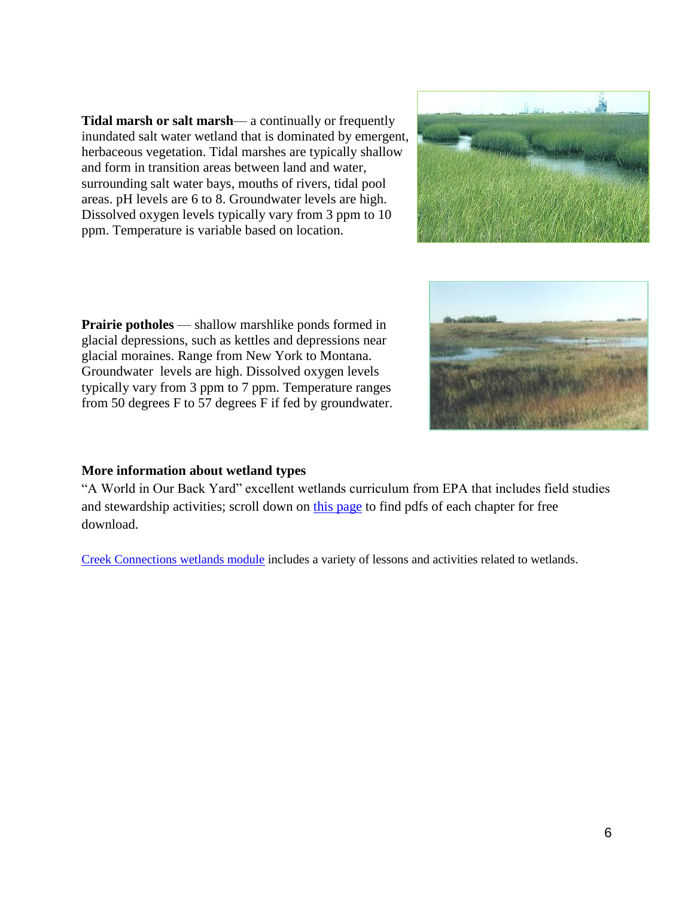**Tidal marsh or salt marsh**— a continually or frequently inundated salt water wetland that is dominated by emergent, herbaceous vegetation. Tidal marshes are typically shallow and form in transition areas between land and water, surrounding salt water bays, mouths of rivers, tidal pool areas. pH levels are 6 to 8. Groundwater levels are high. Dissolved oxygen levels typically vary from 3 ppm to 10 ppm. Temperature is variable based on location.

**Prairie potholes** — shallow marshlike ponds formed in glacial depressions, such as kettles and depressions near glacial moraines. Range from New York to Montana. Groundwater levels are high. Dissolved oxygen levels typically vary from 3 ppm to 7 ppm. Temperature ranges from 50 degrees F to 57 degrees F if fed by groundwater.

**More information about wetland types**

"A World in Our Back Yard" excellent wetlands curriculum from EPA that includes field studies and stewardship activities; scroll down on this page to find pdfs of each chapter for free download.

Creek Connections wetlands module includes a variety of lessons and activities related to wetlands.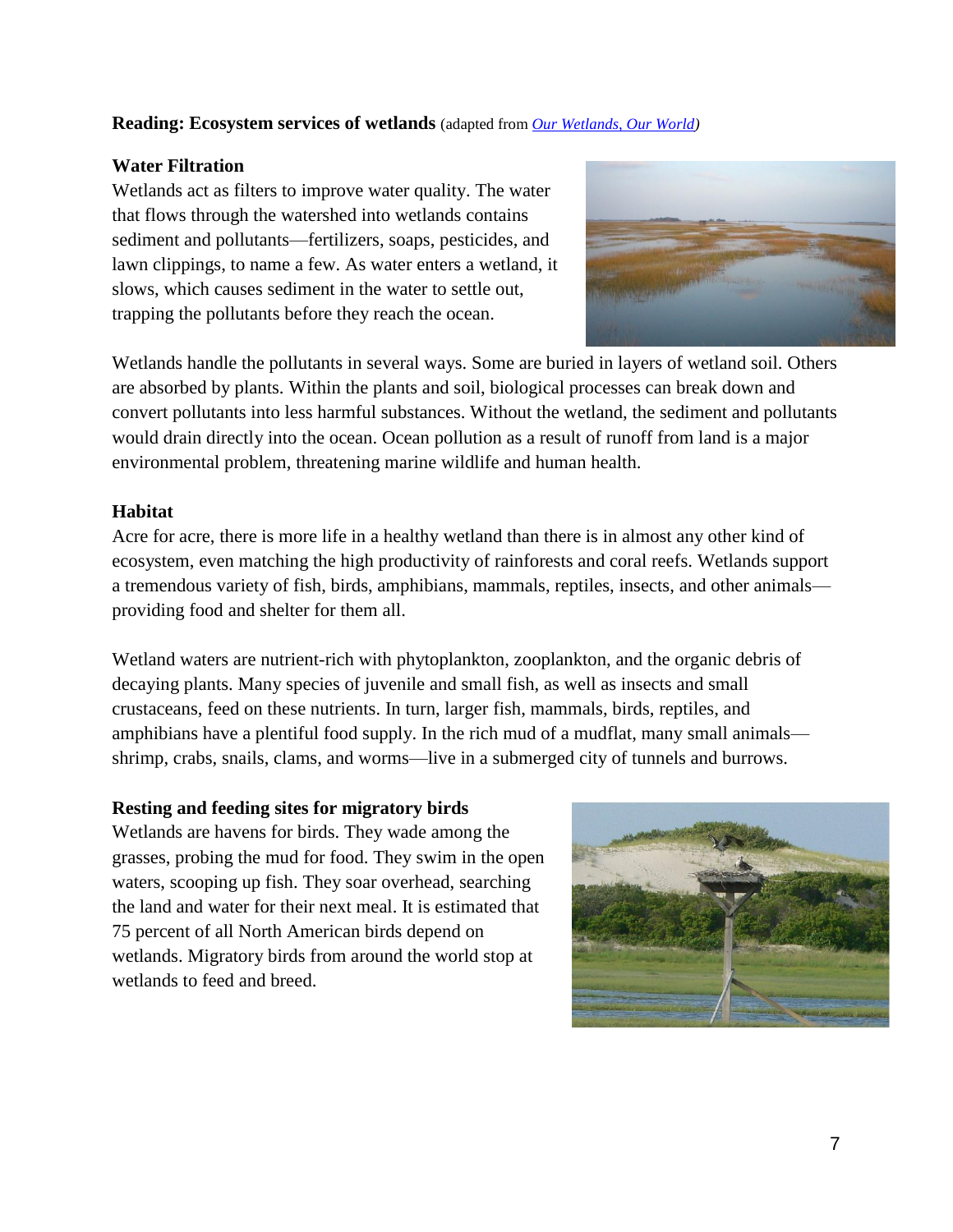**Reading: Ecosystem services of wetlands** (adapted from *Our Wetlands, Our World*)

**Water Filtration**

Wetlands act as filters to improve water quality. The water that flows through the watershed into wetlands contains sediment and pollutants—fertilizers, soaps, pesticides, and lawn clippings, to name a few. As water enters a wetland, it slows, which causes sediment in the water to settle out, trapping the pollutants before they reach the ocean.

Wetlands handle the pollutants in several ways. Some are buried in layers of wetland soil. Others are absorbed by plants. Within the plants and soil, biological processes can break down and convert pollutants into less harmful substances. Without the wetland, the sediment and pollutants would drain directly into the ocean. Ocean pollution as a result of runoff from land is a major environmental problem, threatening marine wildlife and human health.

**Habitat**

Acre for acre, there is more life in a healthy wetland than there is in almost any other kind of ecosystem, even matching the high productivity of rainforests and coral reefs. Wetlands support a tremendous variety of fish, birds, amphibians, mammals, reptiles, insects, and other animals—providing food and shelter for them all.

Wetland waters are nutrient-rich with phytoplankton, zooplankton, and the organic debris of decaying plants. Many species of juvenile and small fish, as well as insects and small crustaceans, feed on these nutrients. In turn, larger fish, mammals, birds, reptiles, and amphibians have a plentiful food supply. In the rich mud of a mudflat, many small animals—shrimp, crabs, snails, clams, and worms—live in a submerged city of tunnels and burrows.

**Resting and feeding sites for migratory birds**

Wetlands are havens for birds. They wade among the grasses, probing the mud for food. They swim in the open waters, scooping up fish. They soar overhead, searching the land and water for their next meal. It is estimated that 75 percent of all North American birds depend on wetlands. Migratory birds from around the world stop at wetlands to feed and breed.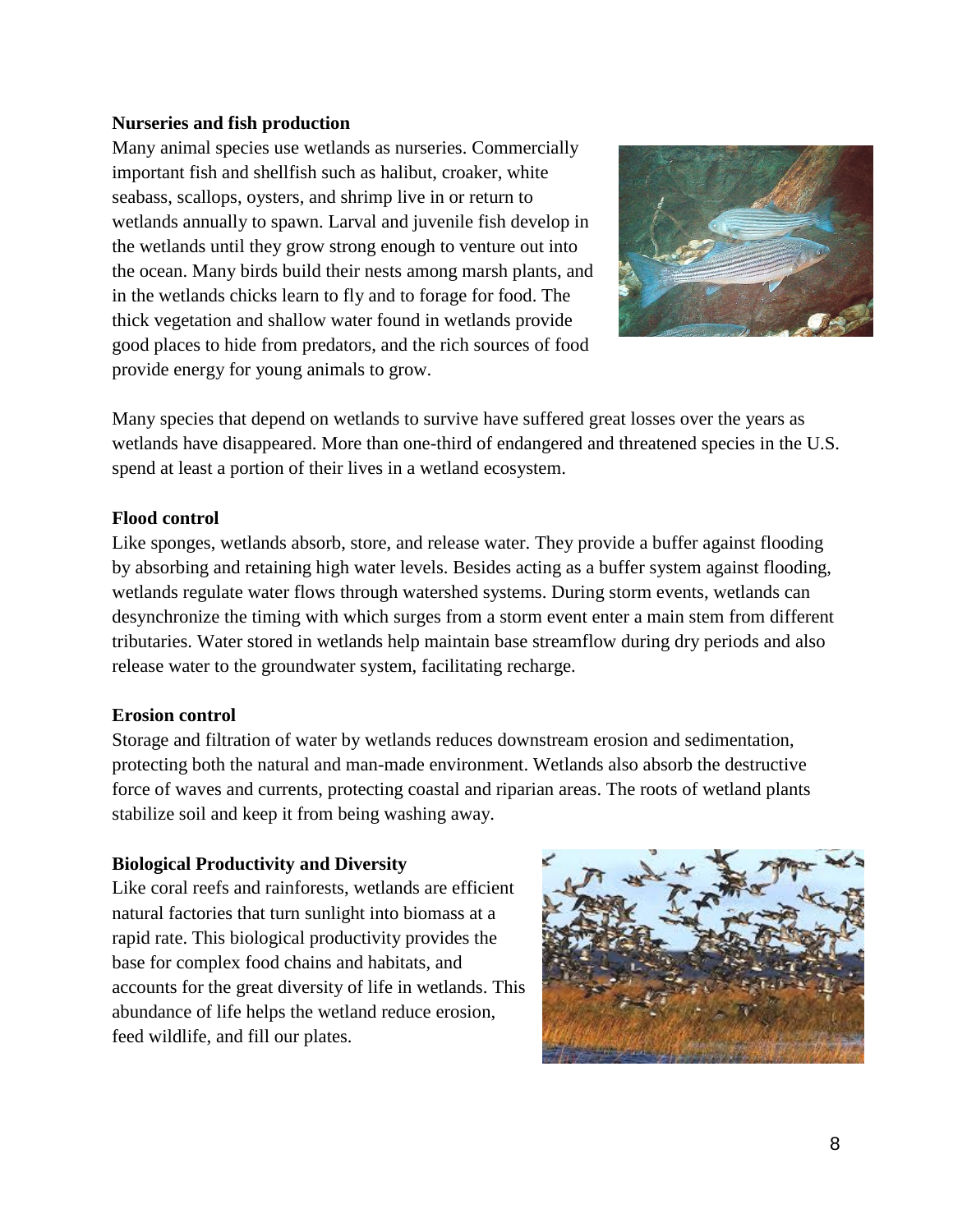**Nurseries and fish production**

Many animal species use wetlands as nurseries. Commercially important fish and shellfish such as halibut, croaker, white seabass, scallops, oysters, and shrimp live in or return to wetlands annually to spawn. Larval and juvenile fish develop in the wetlands until they grow strong enough to venture out into the ocean. Many birds build their nests among marsh plants, and in the wetlands chicks learn to fly and to forage for food. The thick vegetation and shallow water found in wetlands provide good places to hide from predators, and the rich sources of food provide energy for young animals to grow.

Many species that depend on wetlands to survive have suffered great losses over the years as wetlands have disappeared. More than one-third of endangered and threatened species in the U.S. spend at least a portion of their lives in a wetland ecosystem.

**Flood control**

Like sponges, wetlands absorb, store, and release water. They provide a buffer against flooding by absorbing and retaining high water levels. Besides acting as a buffer system against flooding, wetlands regulate water flows through watershed systems. During storm events, wetlands can desynchronize the timing with which surges from a storm event enter a main stem from different tributaries. Water stored in wetlands help maintain base streamflow during dry periods and also release water to the groundwater system, facilitating recharge.

**Erosion control**

Storage and filtration of water by wetlands reduces downstream erosion and sedimentation, protecting both the natural and man-made environment. Wetlands also absorb the destructive force of waves and currents, protecting coastal and riparian areas. The roots of wetland plants stabilize soil and keep it from being washing away.

**Biological Productivity and Diversity**

Like coral reefs and rainforests, wetlands are efficient natural factories that turn sunlight into biomass at a rapid rate. This biological productivity provides the base for complex food chains and habitats, and accounts for the great diversity of life in wetlands. This abundance of life helps the wetland reduce erosion, feed wildlife, and fill our plates.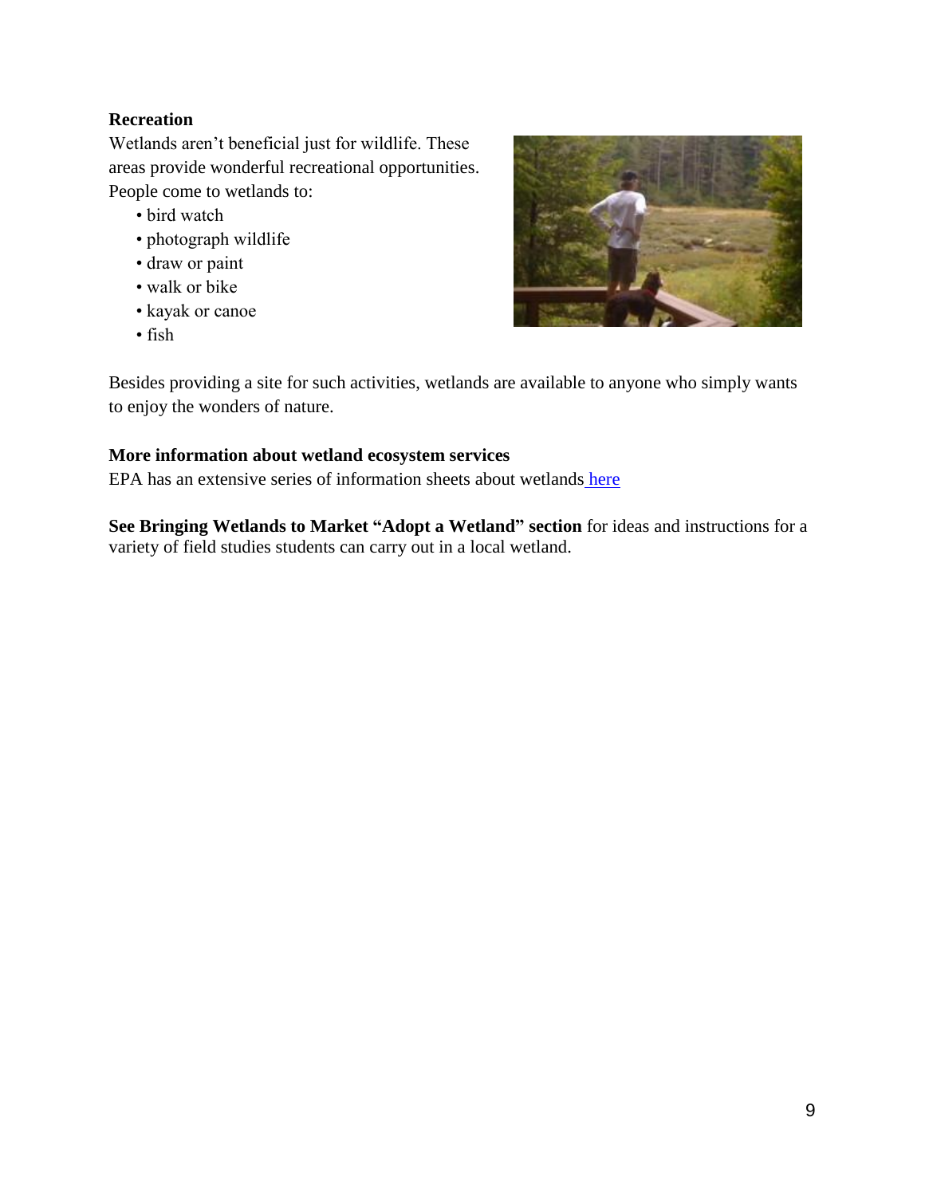**Recreation**

Wetlands aren't beneficial just for wildlife. These areas provide wonderful recreational opportunities. People come to wetlands to:

- bird watch
- photograph wildlife
- draw or paint
- walk or bike
- kayak or canoe
- fish

Besides providing a site for such activities, wetlands are available to anyone who simply wants to enjoy the wonders of nature.

**More information about wetland ecosystem services**

EPA has an extensive series of information sheets about wetlands here

**See Bringing Wetlands to Market "Adopt a Wetland" section** for ideas and instructions for a variety of field studies students can carry out in a local wetland.